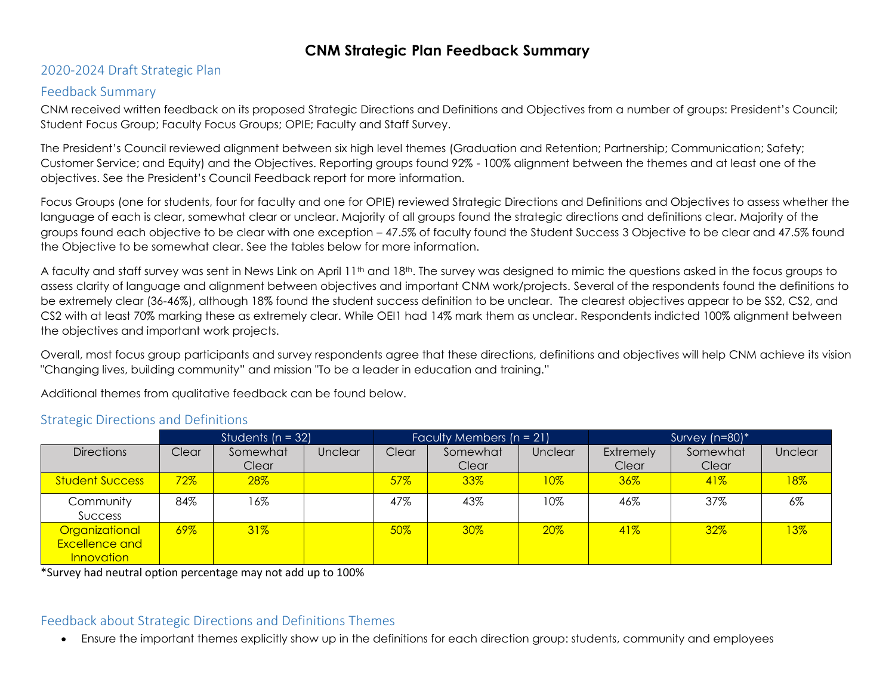# CNM Strategic Plan Feedback Summary

## 2020-2024 Draft Strategic Plan

## Feedback Summary

CNM received written feedback on its proposed Strategic Directions and Definitions and Objectives from a number of groups: President's Council; Student Focus Group; Faculty Focus Groups; OPIE; Faculty and Staff Survey.

The President's Council reviewed alignment between six high level themes (Graduation and Retention; Partnership; Communication; Safety; Customer Service; and Equity) and the Objectives. Reporting groups found 92% - 100% alignment between the themes and at least one of the objectives. See the President's Council Feedback report for more information.

Focus Groups (one for students, four for faculty and one for OPIE) reviewed Strategic Directions and Definitions and Objectives to assess whether the language of each is clear, somewhat clear or unclear. Majority of all groups found the strategic directions and definitions clear. Majority of the groups found each objective to be clear with one exception – 47.5% of faculty found the Student Success 3 Objective to be clear and 47.5% found the Objective to be somewhat clear. See the tables below for more information.

A faculty and staff survey was sent in News Link on April 11th and 18th. The survey was designed to mimic the questions asked in the focus groups to assess clarity of language and alignment between objectives and important CNM work/projects. Several of the respondents found the definitions to be extremely clear (36-46%), although 18% found the student success definition to be unclear. The clearest objectives appear to be SS2, CS2, and CS2 with at least 70% marking these as extremely clear. While OEI1 had 14% mark them as unclear. Respondents indicted 100% alignment between the objectives and important work projects.

Overall, most focus group participants and survey respondents agree that these directions, definitions and objectives will help CNM achieve its vision "Changing lives, building community" and mission "To be a leader in education and training."

Additional themes from qualitative feedback can be found below.

## Strategic Directions and Definitions

| | Students (n = 32) | | | Faculty Members (n = 21) | | | Survey (n=80)* | | |
|---|---|---|---|---|---|---|---|---|---|
| Directions | Clear | Somewhat Clear | Unclear | Clear | Somewhat Clear | Unclear | Extremely Clear | Somewhat Clear | Unclear |
| Student Success | 72% | 28% | | 57% | 33% | 10% | 36% | 41% | 18% |
| Community Success | 84% | 16% | | 47% | 43% | 10% | 46% | 37% | 6% |
| Organizational Excellence and Innovation | 69% | 31% | | 50% | 30% | 20% | 41% | 32% | 13% |

*Survey had neutral option percentage may not add up to 100%

## Feedback about Strategic Directions and Definitions Themes

- Ensure the important themes explicitly show up in the definitions for each direction group: students, community and employees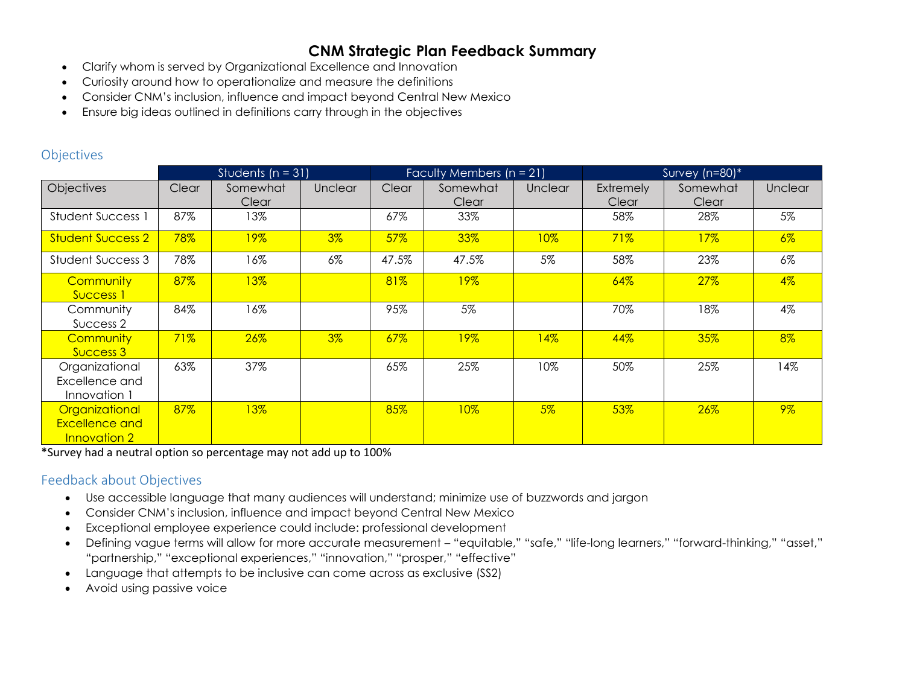# CNM Strategic Plan Feedback Summary

- Clarify whom is served by Organizational Excellence and Innovation
- Curiosity around how to operationalize and measure the definitions
- Consider CNM's inclusion, influence and impact beyond Central New Mexico
- Ensure big ideas outlined in definitions carry through in the objectives

## Objectives

| | Students (n = 31) | | | Faculty Members (n = 21) | | | Survey (n=80)* | | |
|---|---|---|---|---|---|---|---|---|---|
| Objectives | Clear | Somewhat Clear | Unclear | Clear | Somewhat Clear | Unclear | Extremely Clear | Somewhat Clear | Unclear |
| Student Success 1 | 87% | 13% | | 67% | 33% | | 58% | 28% | 5% |
| Student Success 2 | 78% | 19% | 3% | 57% | 33% | 10% | 71% | 17% | 6% |
| Student Success 3 | 78% | 16% | 6% | 47.5% | 47.5% | 5% | 58% | 23% | 6% |
| Community Success 1 | 87% | 13% | | 81% | 19% | | 64% | 27% | 4% |
| Community Success 2 | 84% | 16% | | 95% | 5% | | 70% | 18% | 4% |
| Community Success 3 | 71% | 26% | 3% | 67% | 19% | 14% | 44% | 35% | 8% |
| Organizational Excellence and Innovation 1 | 63% | 37% | | 65% | 25% | 10% | 50% | 25% | 14% |
| Organizational Excellence and Innovation 2 | 87% | 13% | | 85% | 10% | 5% | 53% | 26% | 9% |

*Survey had a neutral option so percentage may not add up to 100%

## Feedback about Objectives

- Use accessible language that many audiences will understand; minimize use of buzzwords and jargon
- Consider CNM's inclusion, influence and impact beyond Central New Mexico
- Exceptional employee experience could include: professional development
- Defining vague terms will allow for more accurate measurement – "equitable," "safe," "life-long learners," "forward-thinking," "asset," "partnership," "exceptional experiences," "innovation," "prosper," "effective"
- Language that attempts to be inclusive can come across as exclusive (SS2)
- Avoid using passive voice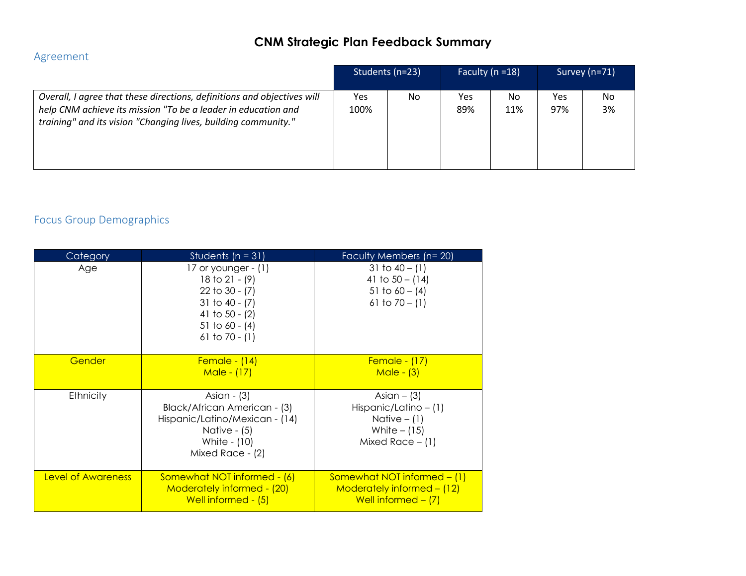# CNM Strategic Plan Feedback Summary

## Agreement

| | Students (n=23) | | Faculty (n =18) | | Survey (n=71) | |
|---|---|---|---|---|---|---|
| | Yes | No | Yes | No | Yes | No |
| *Overall, I agree that these directions, definitions and objectives will help CNM achieve its mission "To be a leader in education and training" and its vision "Changing lives, building community."* | 100% | | 89% | 11% | 97% | 3% |

## Focus Group Demographics

| Category | Students (n = 31) | Faculty Members (n= 20) |
|---|---|---|
| Age | 17 or younger - (1)<br>18 to 21 - (9)<br>22 to 30 - (7)<br>31 to 40 - (7)<br>41 to 50 - (2)<br>51 to 60 - (4)<br>61 to 70 - (1) | 31 to 40 – (1)<br>41 to 50 – (14)<br>51 to 60 – (4)<br>61 to 70 – (1) |
| Gender | Female - (14)<br>Male - (17) | Female - (17)<br>Male - (3) |
| Ethnicity | Asian - (3)<br>Black/African American - (3)<br>Hispanic/Latino/Mexican - (14)<br>Native - (5)<br>White - (10)<br>Mixed Race - (2) | Asian – (3)<br>Hispanic/Latino – (1)<br>Native – (1)<br>White – (15)<br>Mixed Race – (1) |
| Level of Awareness | Somewhat NOT informed - (6)<br>Moderately informed - (20)<br>Well informed - (5) | Somewhat NOT informed – (1)<br>Moderately informed – (12)<br>Well informed – (7) |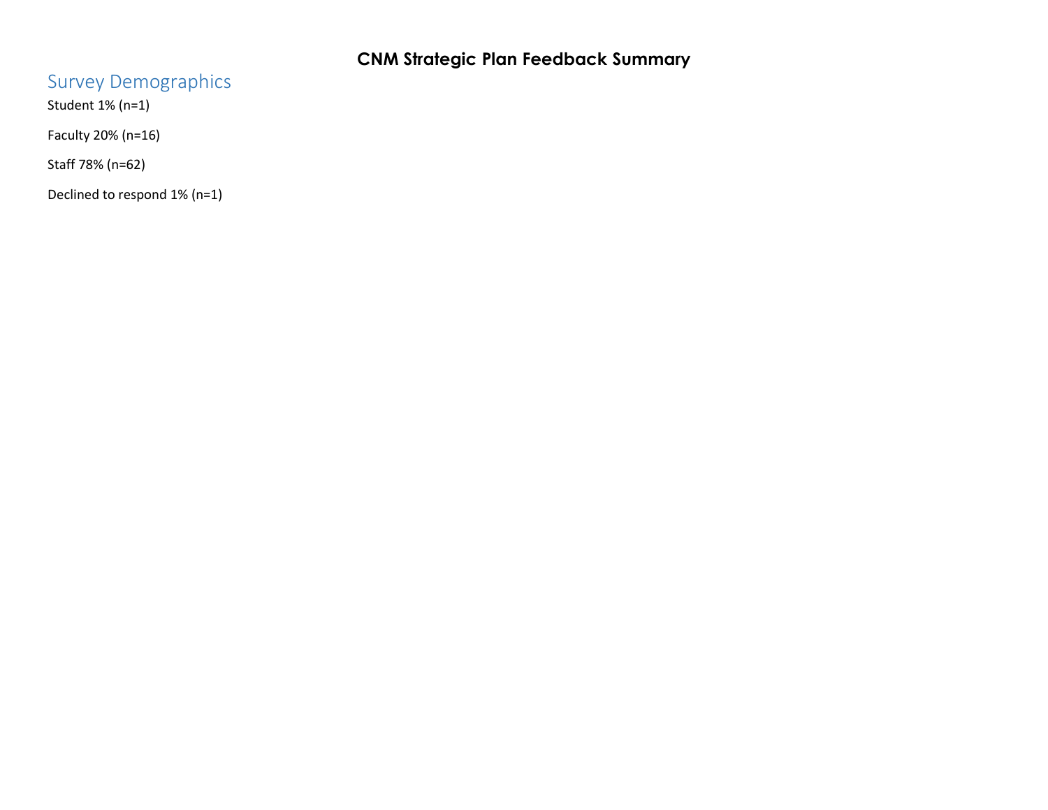# CNM Strategic Plan Feedback Summary

## Survey Demographics

Student 1% (n=1)

Faculty 20% (n=16)

Staff 78% (n=62)

Declined to respond 1% (n=1)